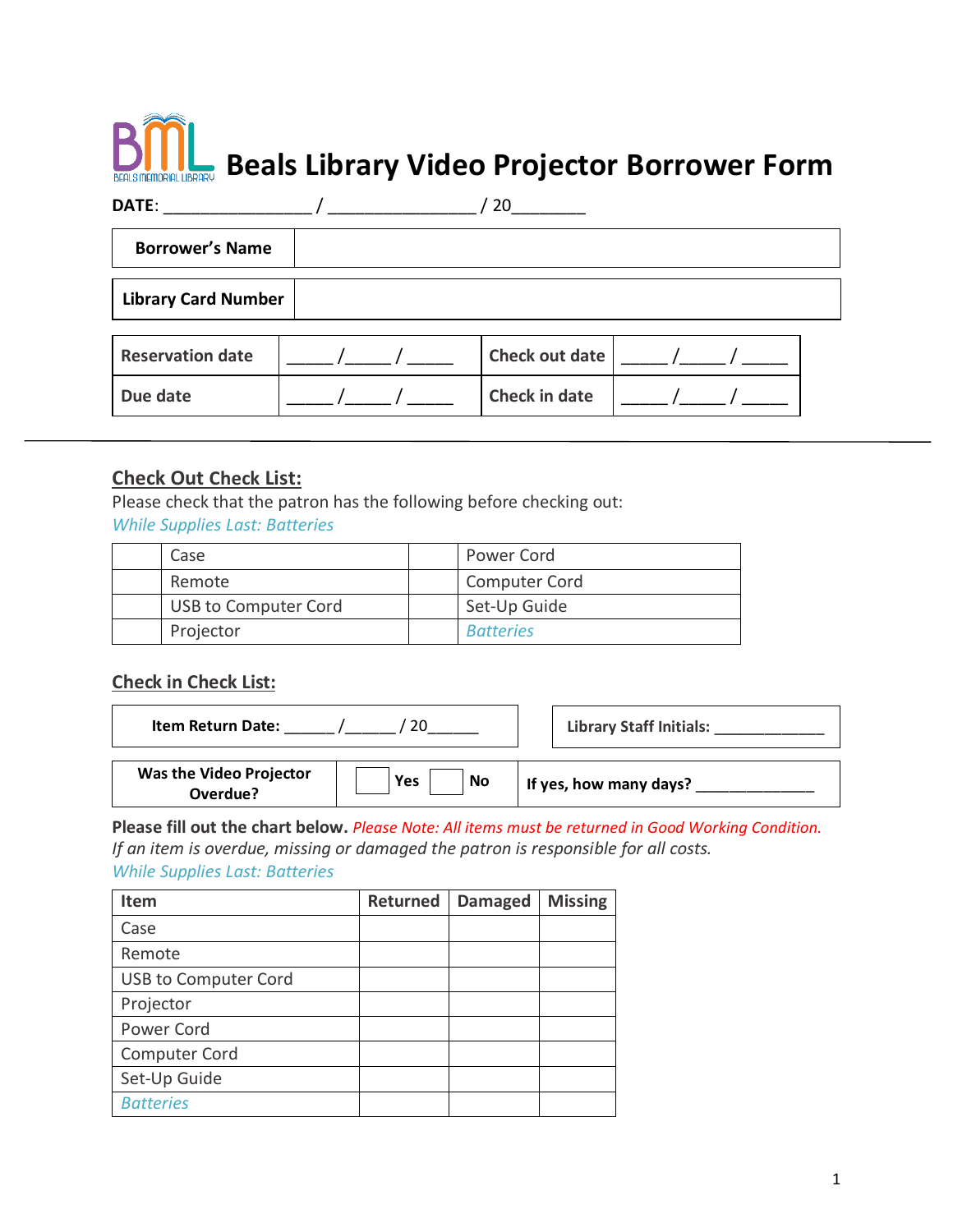# Beals Library Video Projector Borrower Form

**DATE**: _______________ / _______________ / 20________

| **Borrower's Name** | |
|---|---|
| **Library Card Number** | |

| **Reservation date** | _____ /_____ / _____ | **Check out date** | _____ /_____ / _____ |
|---|---|---|---|
| **Due date** | _____ /_____ / _____ | **Check in date** | _____ /_____ / _____ |

---

## Check Out Check List:

Please check that the patron has the following before checking out:

*While Supplies Last: Batteries*

| | Case | | Power Cord |
|---|---|---|---|
| | Remote | | Computer Cord |
| | USB to Computer Cord | | Set-Up Guide |
| | Projector | | *Batteries* |

## Check in Check List:

**Item Return Date:** ______ /______ / 20______

**Library Staff Initials:** _____________

| **Was the Video Projector Overdue?** | ☐ **Yes** ☐ **No** | **If yes, how many days?** _____________ |
|---|---|---|

**Please fill out the chart below.** *Please Note: All items must be returned in Good Working Condition. If an item is overdue, missing or damaged the patron is responsible for all costs.*

*While Supplies Last: Batteries*

| **Item** | **Returned** | **Damaged** | **Missing** |
|---|---|---|---|
| Case | | | |
| Remote | | | |
| USB to Computer Cord | | | |
| Projector | | | |
| Power Cord | | | |
| Computer Cord | | | |
| Set-Up Guide | | | |
| *Batteries* | | | |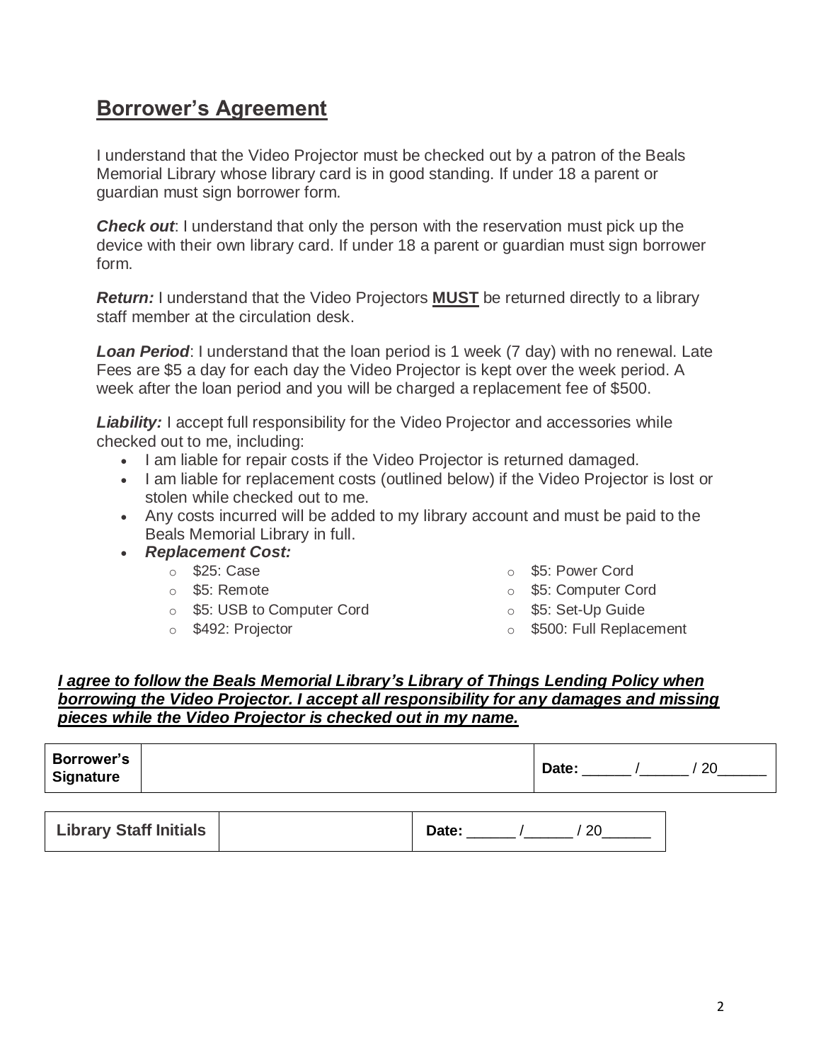## Borrower's Agreement

I understand that the Video Projector must be checked out by a patron of the Beals Memorial Library whose library card is in good standing. If under 18 a parent or guardian must sign borrower form.

***Check out***: I understand that only the person with the reservation must pick up the device with their own library card. If under 18 a parent or guardian must sign borrower form.

***Return:*** I understand that the Video Projectors **MUST** be returned directly to a library staff member at the circulation desk.

***Loan Period***: I understand that the loan period is 1 week (7 day) with no renewal. Late Fees are $5 a day for each day the Video Projector is kept over the week period. A week after the loan period and you will be charged a replacement fee of $500.

***Liability:*** I accept full responsibility for the Video Projector and accessories while checked out to me, including:

- I am liable for repair costs if the Video Projector is returned damaged.
- I am liable for replacement costs (outlined below) if the Video Projector is lost or stolen while checked out to me.
- Any costs incurred will be added to my library account and must be paid to the Beals Memorial Library in full.
- ***Replacement Cost:***
  - $25: Case
  - $5: Remote
  - $5: USB to Computer Cord
  - $492: Projector
  - $5: Power Cord
  - $5: Computer Cord
  - $5: Set-Up Guide
  - $500: Full Replacement

***I agree to follow the Beals Memorial Library's Library of Things Lending Policy when borrowing the Video Projector. I accept all responsibility for any damages and missing pieces while the Video Projector is checked out in my name.***

| | | |
|---|---|---|
| **Borrower's Signature** | | **Date:** ______ /______ / 20______ |

| | | |
|---|---|---|
| **Library Staff Initials** | | **Date:** ______ /______ / 20______ |